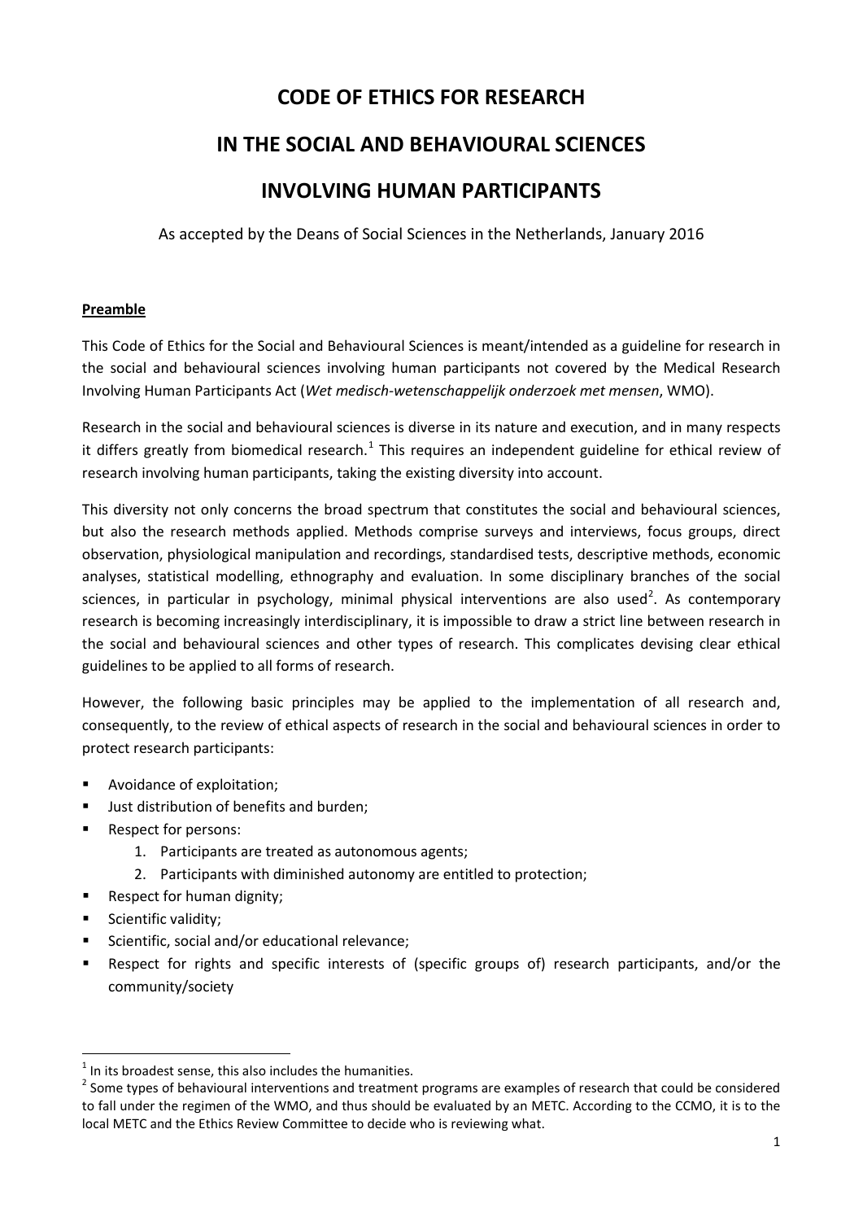# CODE OF ETHICS FOR RESEARCH

# IN THE SOCIAL AND BEHAVIOURAL SCIENCES

# INVOLVING HUMAN PARTICIPANTS

As accepted by the Deans of Social Sciences in the Netherlands, January 2016

## Preamble

This Code of Ethics for the Social and Behavioural Sciences is meant/intended as a guideline for research in the social and behavioural sciences involving human participants not covered by the Medical Research Involving Human Participants Act (*Wet medisch-wetenschappelijk onderzoek met mensen*, WMO).

Research in the social and behavioural sciences is diverse in its nature and execution, and in many respects it differs greatly from biomedical research.[1] This requires an independent guideline for ethical review of research involving human participants, taking the existing diversity into account.

This diversity not only concerns the broad spectrum that constitutes the social and behavioural sciences, but also the research methods applied. Methods comprise surveys and interviews, focus groups, direct observation, physiological manipulation and recordings, standardised tests, descriptive methods, economic analyses, statistical modelling, ethnography and evaluation. In some disciplinary branches of the social sciences, in particular in psychology, minimal physical interventions are also used[2]. As contemporary research is becoming increasingly interdisciplinary, it is impossible to draw a strict line between research in the social and behavioural sciences and other types of research. This complicates devising clear ethical guidelines to be applied to all forms of research.

However, the following basic principles may be applied to the implementation of all research and, consequently, to the review of ethical aspects of research in the social and behavioural sciences in order to protect research participants:

- Avoidance of exploitation;
- Just distribution of benefits and burden;
- Respect for persons:
    1. Participants are treated as autonomous agents;
    2. Participants with diminished autonomy are entitled to protection;
- Respect for human dignity;
- Scientific validity;
- Scientific, social and/or educational relevance;
- Respect for rights and specific interests of (specific groups of) research participants, and/or the community/society

[1] In its broadest sense, this also includes the humanities.

[2] Some types of behavioural interventions and treatment programs are examples of research that could be considered to fall under the regimen of the WMO, and thus should be evaluated by an METC. According to the CCMO, it is to the local METC and the Ethics Review Committee to decide who is reviewing what.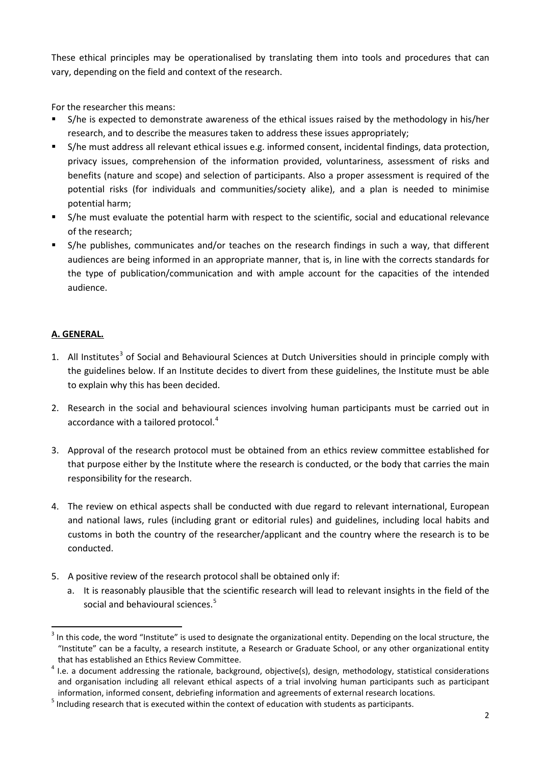These ethical principles may be operationalised by translating them into tools and procedures that can vary, depending on the field and context of the research.

For the researcher this means:

- S/he is expected to demonstrate awareness of the ethical issues raised by the methodology in his/her research, and to describe the measures taken to address these issues appropriately;
- S/he must address all relevant ethical issues e.g. informed consent, incidental findings, data protection, privacy issues, comprehension of the information provided, voluntariness, assessment of risks and benefits (nature and scope) and selection of participants. Also a proper assessment is required of the potential risks (for individuals and communities/society alike), and a plan is needed to minimise potential harm;
- S/he must evaluate the potential harm with respect to the scientific, social and educational relevance of the research;
- S/he publishes, communicates and/or teaches on the research findings in such a way, that different audiences are being informed in an appropriate manner, that is, in line with the corrects standards for the type of publication/communication and with ample account for the capacities of the intended audience.

## A. GENERAL.

1. All Institutes[3] of Social and Behavioural Sciences at Dutch Universities should in principle comply with the guidelines below. If an Institute decides to divert from these guidelines, the Institute must be able to explain why this has been decided.

2. Research in the social and behavioural sciences involving human participants must be carried out in accordance with a tailored protocol.[4]

3. Approval of the research protocol must be obtained from an ethics review committee established for that purpose either by the Institute where the research is conducted, or the body that carries the main responsibility for the research.

4. The review on ethical aspects shall be conducted with due regard to relevant international, European and national laws, rules (including grant or editorial rules) and guidelines, including local habits and customs in both the country of the researcher/applicant and the country where the research is to be conducted.

5. A positive review of the research protocol shall be obtained only if:
   a. It is reasonably plausible that the scientific research will lead to relevant insights in the field of the social and behavioural sciences.[5]

---

[3] In this code, the word "Institute" is used to designate the organizational entity. Depending on the local structure, the "Institute" can be a faculty, a research institute, a Research or Graduate School, or any other organizational entity that has established an Ethics Review Committee.

[4] I.e. a document addressing the rationale, background, objective(s), design, methodology, statistical considerations and organisation including all relevant ethical aspects of a trial involving human participants such as participant information, informed consent, debriefing information and agreements of external research locations.

[5] Including research that is executed within the context of education with students as participants.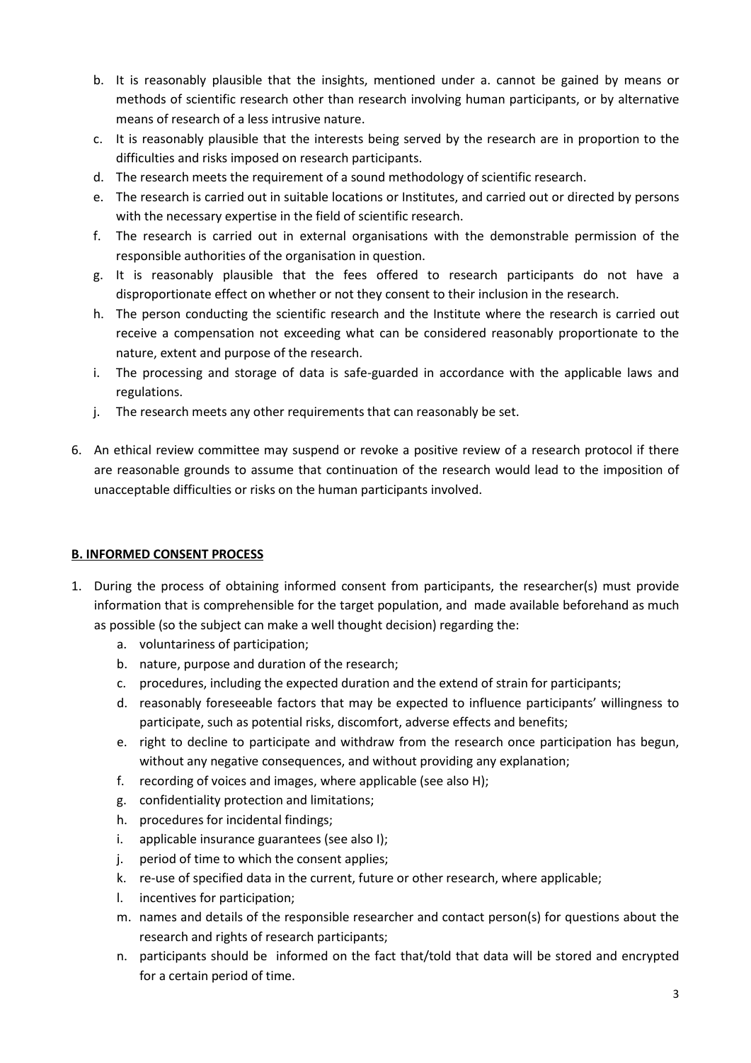b. It is reasonably plausible that the insights, mentioned under a. cannot be gained by means or methods of scientific research other than research involving human participants, or by alternative means of research of a less intrusive nature.

c. It is reasonably plausible that the interests being served by the research are in proportion to the difficulties and risks imposed on research participants.

d. The research meets the requirement of a sound methodology of scientific research.

e. The research is carried out in suitable locations or Institutes, and carried out or directed by persons with the necessary expertise in the field of scientific research.

f. The research is carried out in external organisations with the demonstrable permission of the responsible authorities of the organisation in question.

g. It is reasonably plausible that the fees offered to research participants do not have a disproportionate effect on whether or not they consent to their inclusion in the research.

h. The person conducting the scientific research and the Institute where the research is carried out receive a compensation not exceeding what can be considered reasonably proportionate to the nature, extent and purpose of the research.

i. The processing and storage of data is safe-guarded in accordance with the applicable laws and regulations.

j. The research meets any other requirements that can reasonably be set.

6. An ethical review committee may suspend or revoke a positive review of a research protocol if there are reasonable grounds to assume that continuation of the research would lead to the imposition of unacceptable difficulties or risks on the human participants involved.

## B. INFORMED CONSENT PROCESS

1. During the process of obtaining informed consent from participants, the researcher(s) must provide information that is comprehensible for the target population, and made available beforehand as much as possible (so the subject can make a well thought decision) regarding the:
   a. voluntariness of participation;
   b. nature, purpose and duration of the research;
   c. procedures, including the expected duration and the extend of strain for participants;
   d. reasonably foreseeable factors that may be expected to influence participants' willingness to participate, such as potential risks, discomfort, adverse effects and benefits;
   e. right to decline to participate and withdraw from the research once participation has begun, without any negative consequences, and without providing any explanation;
   f. recording of voices and images, where applicable (see also H);
   g. confidentiality protection and limitations;
   h. procedures for incidental findings;
   i. applicable insurance guarantees (see also I);
   j. period of time to which the consent applies;
   k. re-use of specified data in the current, future or other research, where applicable;
   l. incentives for participation;
   m. names and details of the responsible researcher and contact person(s) for questions about the research and rights of research participants;
   n. participants should be informed on the fact that/told that data will be stored and encrypted for a certain period of time.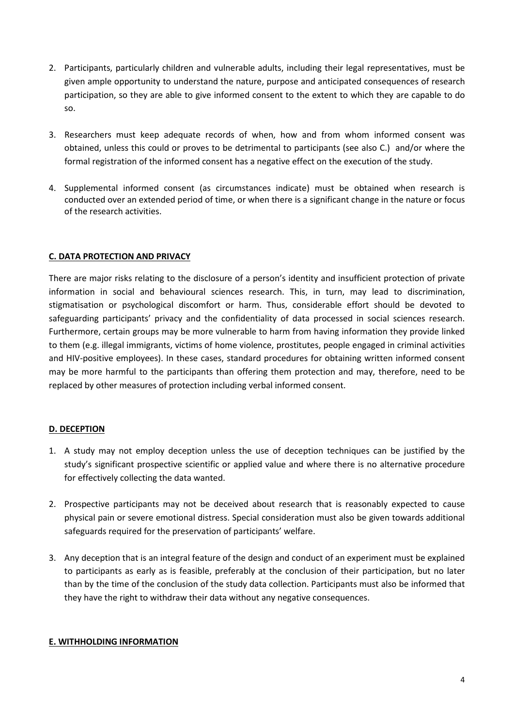2. Participants, particularly children and vulnerable adults, including their legal representatives, must be given ample opportunity to understand the nature, purpose and anticipated consequences of research participation, so they are able to give informed consent to the extent to which they are capable to do so.

3. Researchers must keep adequate records of when, how and from whom informed consent was obtained, unless this could or proves to be detrimental to participants (see also C.) and/or where the formal registration of the informed consent has a negative effect on the execution of the study.

4. Supplemental informed consent (as circumstances indicate) must be obtained when research is conducted over an extended period of time, or when there is a significant change in the nature or focus of the research activities.

## C. DATA PROTECTION AND PRIVACY

There are major risks relating to the disclosure of a person's identity and insufficient protection of private information in social and behavioural sciences research. This, in turn, may lead to discrimination, stigmatisation or psychological discomfort or harm. Thus, considerable effort should be devoted to safeguarding participants' privacy and the confidentiality of data processed in social sciences research. Furthermore, certain groups may be more vulnerable to harm from having information they provide linked to them (e.g. illegal immigrants, victims of home violence, prostitutes, people engaged in criminal activities and HIV-positive employees). In these cases, standard procedures for obtaining written informed consent may be more harmful to the participants than offering them protection and may, therefore, need to be replaced by other measures of protection including verbal informed consent.

## D. DECEPTION

1. A study may not employ deception unless the use of deception techniques can be justified by the study's significant prospective scientific or applied value and where there is no alternative procedure for effectively collecting the data wanted.

2. Prospective participants may not be deceived about research that is reasonably expected to cause physical pain or severe emotional distress. Special consideration must also be given towards additional safeguards required for the preservation of participants' welfare.

3. Any deception that is an integral feature of the design and conduct of an experiment must be explained to participants as early as is feasible, preferably at the conclusion of their participation, but no later than by the time of the conclusion of the study data collection. Participants must also be informed that they have the right to withdraw their data without any negative consequences.

## E. WITHHOLDING INFORMATION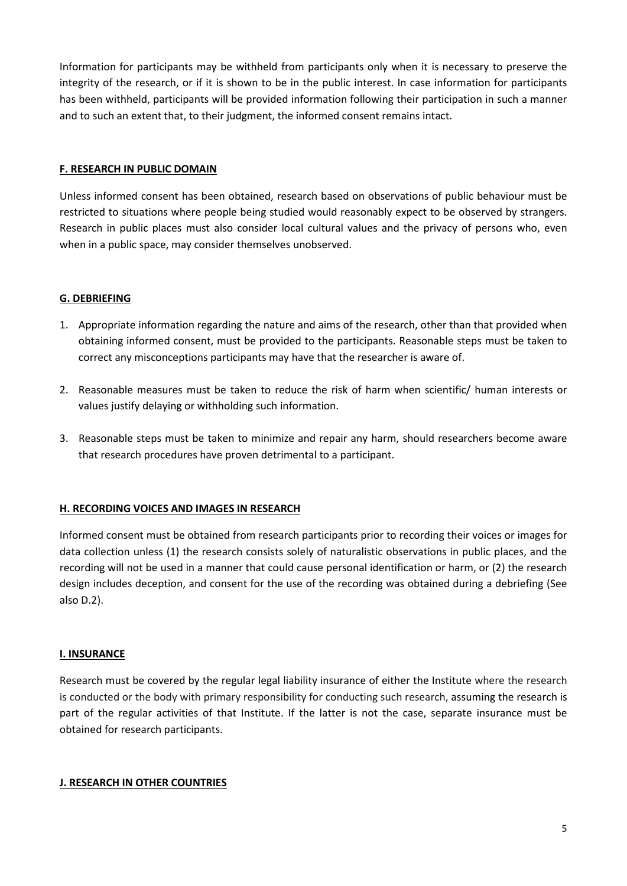Information for participants may be withheld from participants only when it is necessary to preserve the integrity of the research, or if it is shown to be in the public interest. In case information for participants has been withheld, participants will be provided information following their participation in such a manner and to such an extent that, to their judgment, the informed consent remains intact.

## F. RESEARCH IN PUBLIC DOMAIN

Unless informed consent has been obtained, research based on observations of public behaviour must be restricted to situations where people being studied would reasonably expect to be observed by strangers. Research in public places must also consider local cultural values and the privacy of persons who, even when in a public space, may consider themselves unobserved.

## G. DEBRIEFING

1. Appropriate information regarding the nature and aims of the research, other than that provided when obtaining informed consent, must be provided to the participants. Reasonable steps must be taken to correct any misconceptions participants may have that the researcher is aware of.
2. Reasonable measures must be taken to reduce the risk of harm when scientific/ human interests or values justify delaying or withholding such information.
3. Reasonable steps must be taken to minimize and repair any harm, should researchers become aware that research procedures have proven detrimental to a participant.

## H. RECORDING VOICES AND IMAGES IN RESEARCH

Informed consent must be obtained from research participants prior to recording their voices or images for data collection unless (1) the research consists solely of naturalistic observations in public places, and the recording will not be used in a manner that could cause personal identification or harm, or (2) the research design includes deception, and consent for the use of the recording was obtained during a debriefing (See also D.2).

## I. INSURANCE

Research must be covered by the regular legal liability insurance of either the Institute where the research is conducted or the body with primary responsibility for conducting such research, assuming the research is part of the regular activities of that Institute. If the latter is not the case, separate insurance must be obtained for research participants.

## J. RESEARCH IN OTHER COUNTRIES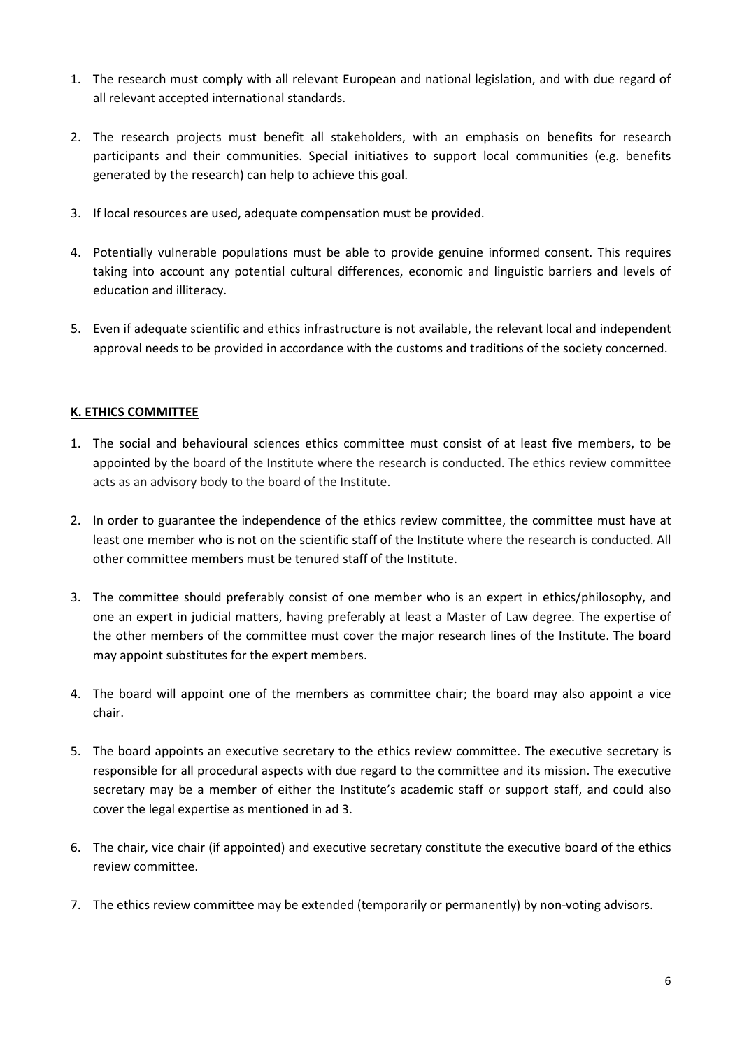1. The research must comply with all relevant European and national legislation, and with due regard of all relevant accepted international standards.

2. The research projects must benefit all stakeholders, with an emphasis on benefits for research participants and their communities. Special initiatives to support local communities (e.g. benefits generated by the research) can help to achieve this goal.

3. If local resources are used, adequate compensation must be provided.

4. Potentially vulnerable populations must be able to provide genuine informed consent. This requires taking into account any potential cultural differences, economic and linguistic barriers and levels of education and illiteracy.

5. Even if adequate scientific and ethics infrastructure is not available, the relevant local and independent approval needs to be provided in accordance with the customs and traditions of the society concerned.

## K. ETHICS COMMITTEE

1. The social and behavioural sciences ethics committee must consist of at least five members, to be appointed by the board of the Institute where the research is conducted. The ethics review committee acts as an advisory body to the board of the Institute.

2. In order to guarantee the independence of the ethics review committee, the committee must have at least one member who is not on the scientific staff of the Institute where the research is conducted. All other committee members must be tenured staff of the Institute.

3. The committee should preferably consist of one member who is an expert in ethics/philosophy, and one an expert in judicial matters, having preferably at least a Master of Law degree. The expertise of the other members of the committee must cover the major research lines of the Institute. The board may appoint substitutes for the expert members.

4. The board will appoint one of the members as committee chair; the board may also appoint a vice chair.

5. The board appoints an executive secretary to the ethics review committee. The executive secretary is responsible for all procedural aspects with due regard to the committee and its mission. The executive secretary may be a member of either the Institute's academic staff or support staff, and could also cover the legal expertise as mentioned in ad 3.

6. The chair, vice chair (if appointed) and executive secretary constitute the executive board of the ethics review committee.

7. The ethics review committee may be extended (temporarily or permanently) by non-voting advisors.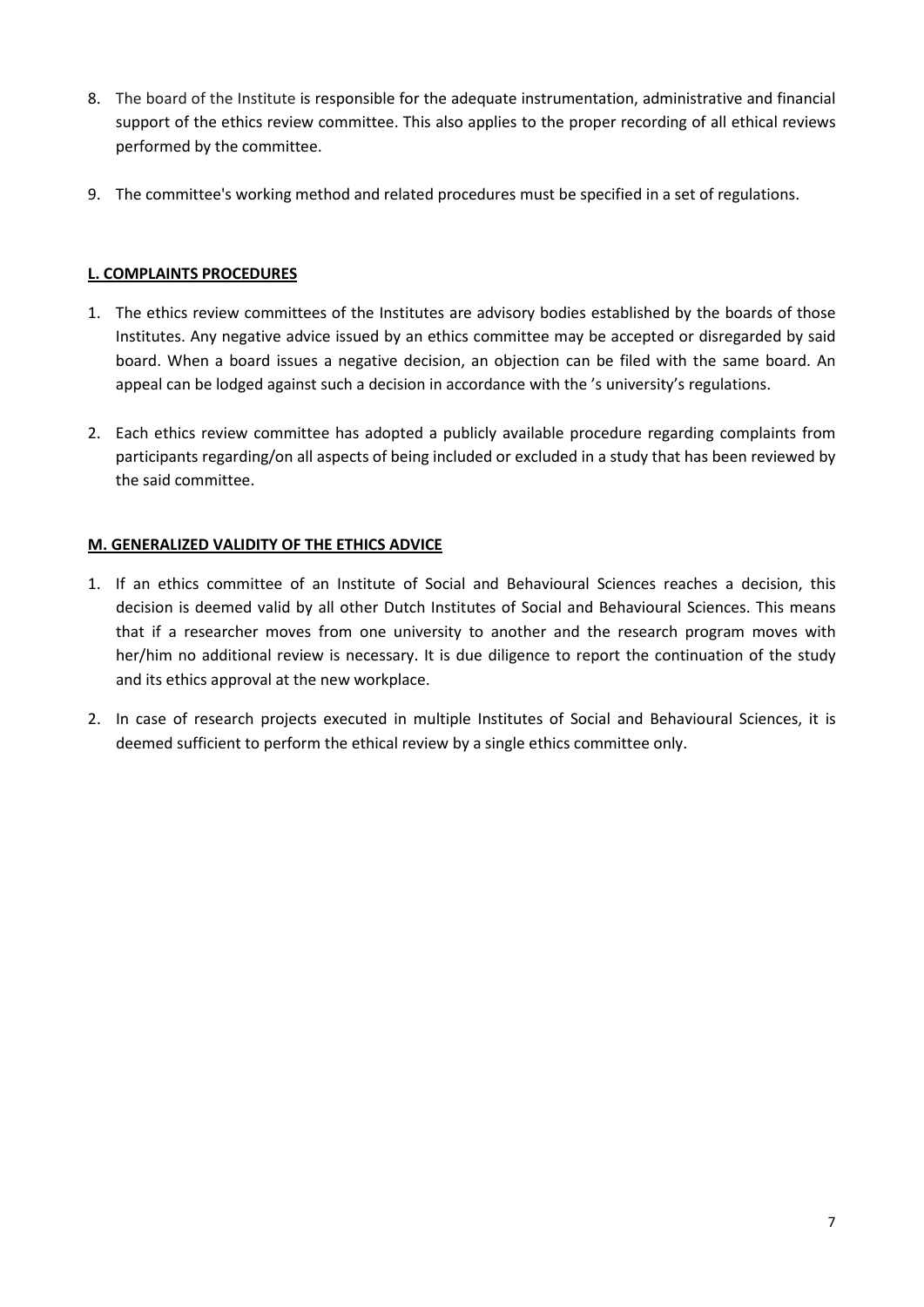8. The board of the Institute is responsible for the adequate instrumentation, administrative and financial support of the ethics review committee. This also applies to the proper recording of all ethical reviews performed by the committee.

9. The committee's working method and related procedures must be specified in a set of regulations.

**L. COMPLAINTS PROCEDURES**

1. The ethics review committees of the Institutes are advisory bodies established by the boards of those Institutes. Any negative advice issued by an ethics committee may be accepted or disregarded by said board. When a board issues a negative decision, an objection can be filed with the same board. An appeal can be lodged against such a decision in accordance with the 's university's regulations.

2. Each ethics review committee has adopted a publicly available procedure regarding complaints from participants regarding/on all aspects of being included or excluded in a study that has been reviewed by the said committee.

**M. GENERALIZED VALIDITY OF THE ETHICS ADVICE**

1. If an ethics committee of an Institute of Social and Behavioural Sciences reaches a decision, this decision is deemed valid by all other Dutch Institutes of Social and Behavioural Sciences. This means that if a researcher moves from one university to another and the research program moves with her/him no additional review is necessary. It is due diligence to report the continuation of the study and its ethics approval at the new workplace.

2. In case of research projects executed in multiple Institutes of Social and Behavioural Sciences, it is deemed sufficient to perform the ethical review by a single ethics committee only.